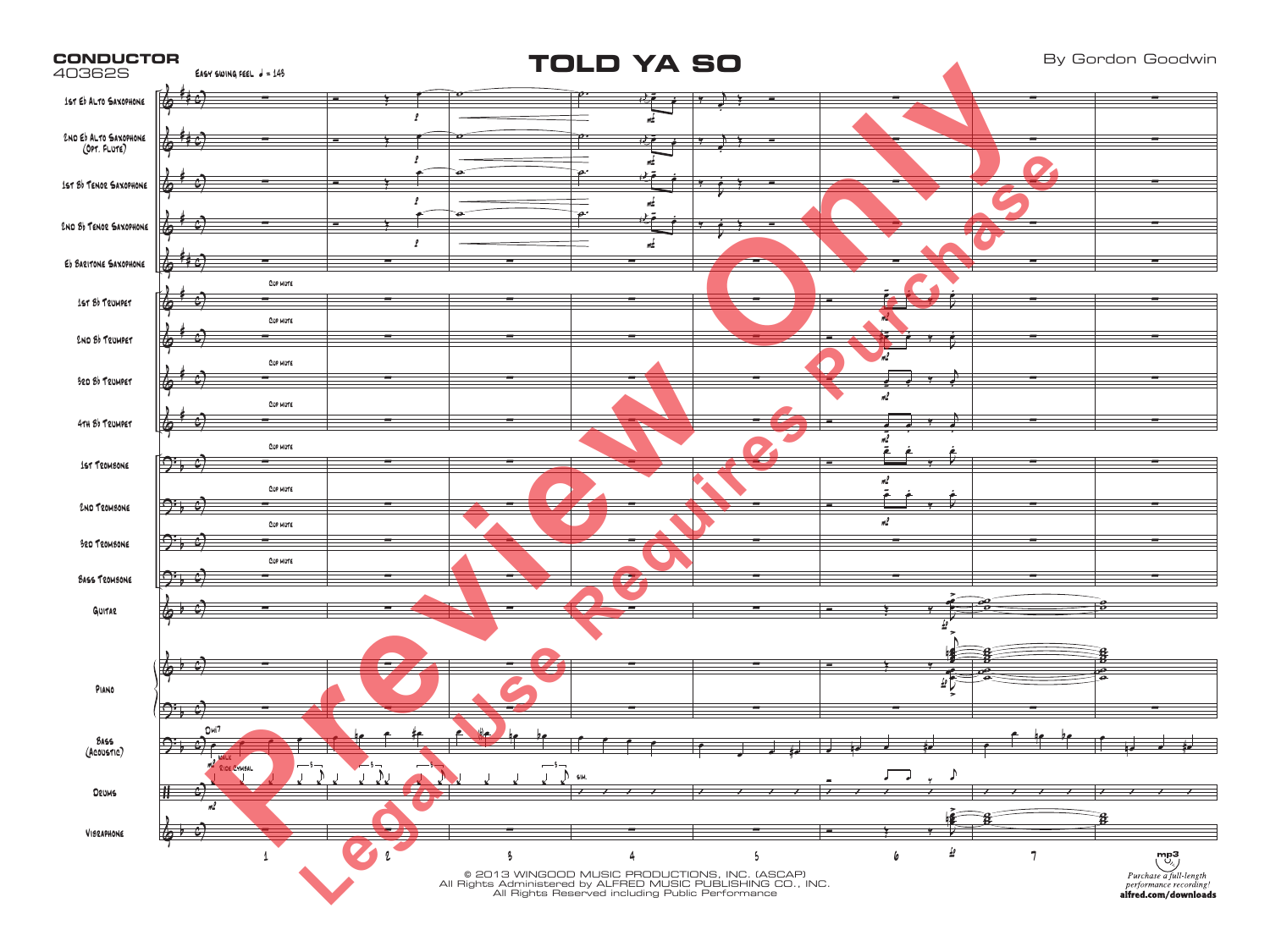**CONDUCTOR**
40362S

# TOLD YA SO

By Gordon Goodwin

Easy swing feel ♩ = 143

1st E♭ Alto Saxophone
2nd E♭ Alto Saxophone (Opt. Flute)
1st B♭ Tenor Saxophone
2nd B♭ Tenor Saxophone
E♭ Baritone Saxophone
1st B♭ Trumpet
2nd B♭ Trumpet
3rd B♭ Trumpet
4th B♭ Trumpet
1st Trombone
2nd Trombone
3rd Trombone
Bass Trombone
Guitar
Piano
Bass (Acoustic)
Drums
Vibraphone

© 2013 WINGOOD MUSIC PRODUCTIONS, INC. (ASCAP)
All Rights Administered by ALFRED MUSIC PUBLISHING CO., INC.
All Rights Reserved including Public Performance

mp3
*Purchase a full-length performance recording!*
**alfred.com/downloads**

Preview Only
Legal Use Requires Purchase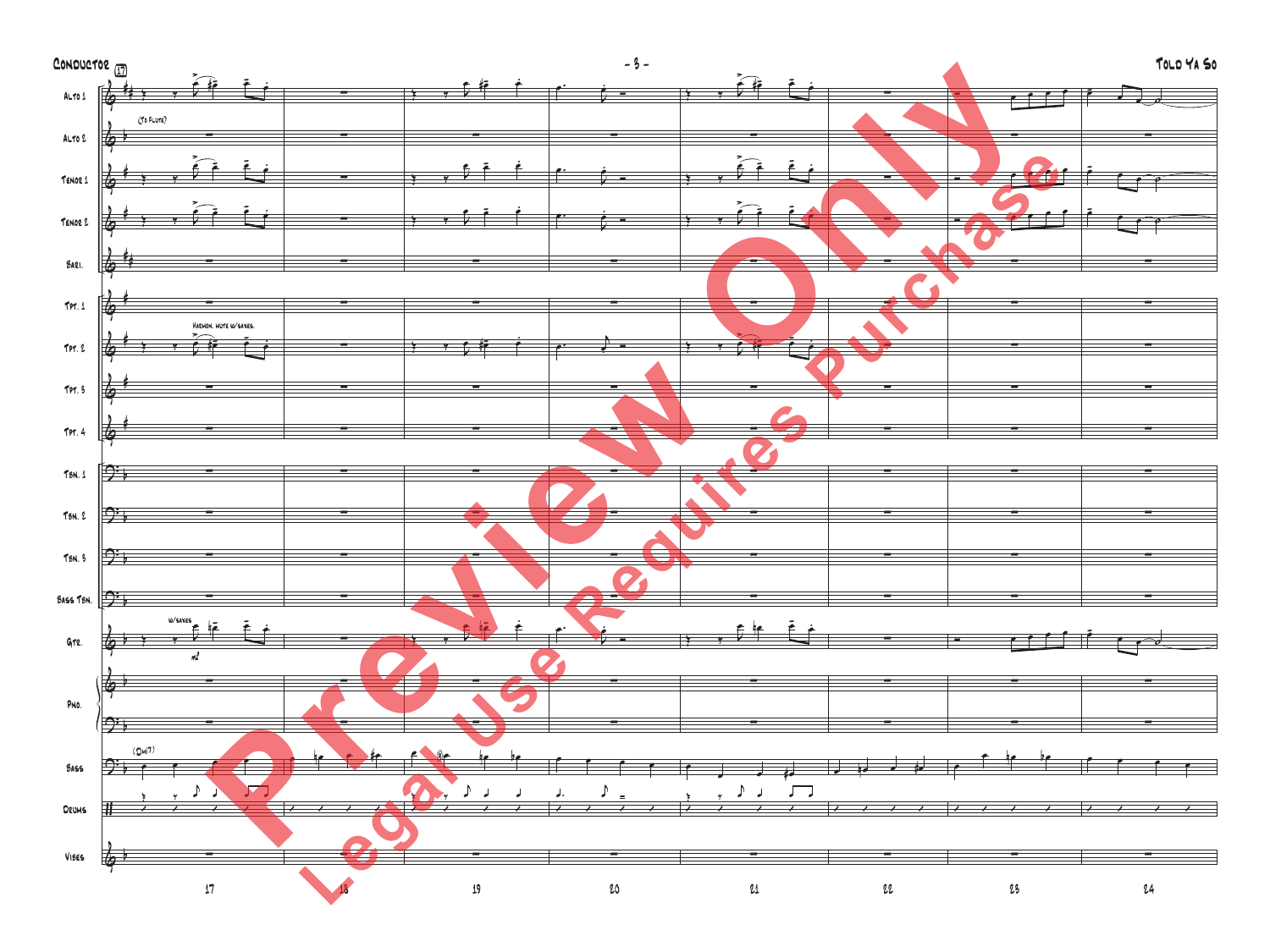Conductor

Tolo Ya So

Alto 1

Alto 2

(To Flute)

Tenor 1

Tenor 2

Bari.

Tpt. 1

Tpt. 2

Harmon. Mute w/saxes.

Tpt. 3

Tpt. 4

Tbn. 1

Tbn. 2

Tbn. 3

Bass Tbn.

Gtr.

w/saxes

Pno.

Bass

(Dmi7)

Drums

Vibes

17 18 19 20 21 22 23 24

Preview Only

Legal Use Requires Purchase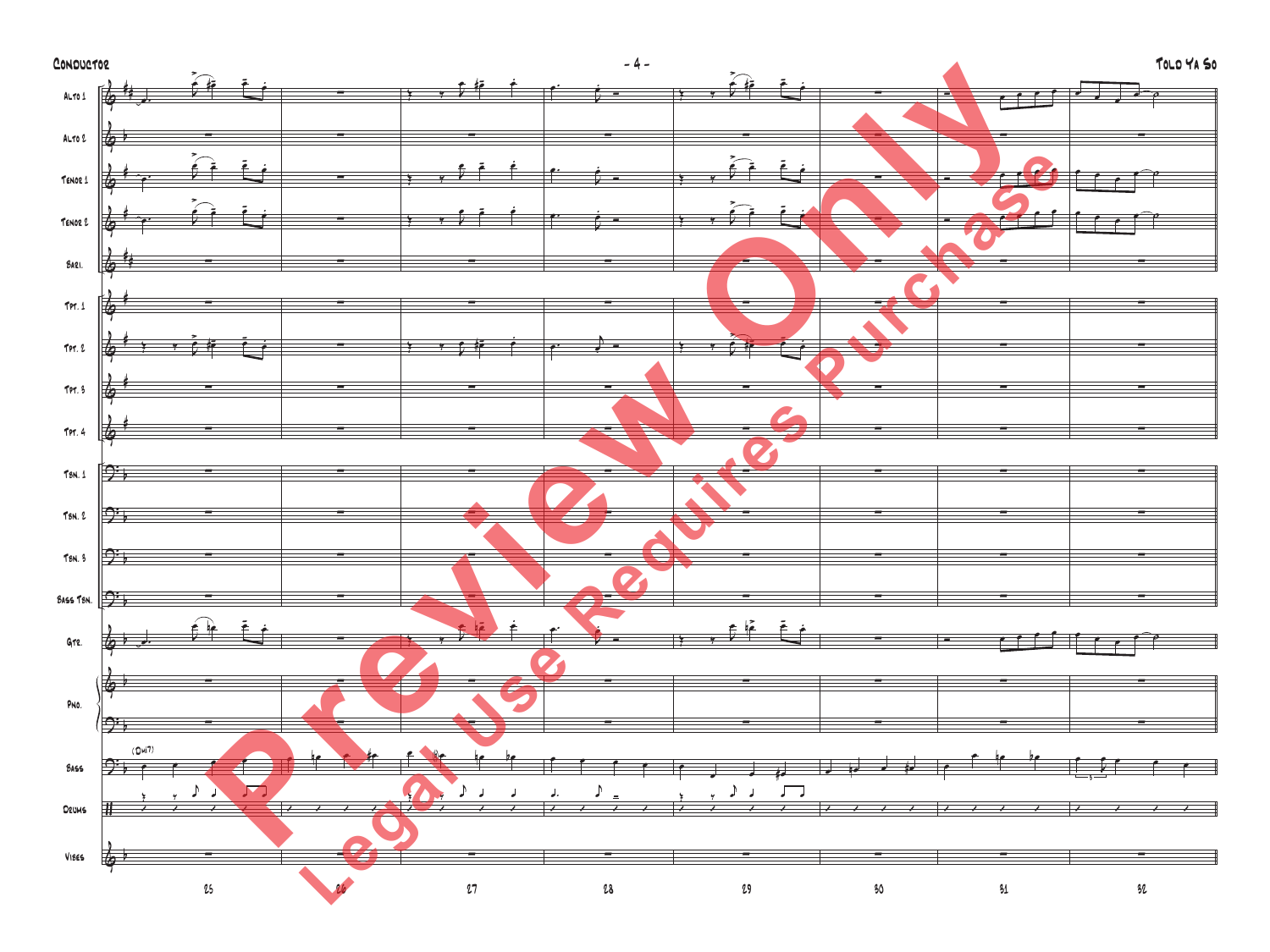Alto 1
Alto 2
Tenor 1
Tenor 2
Bari.
Tpt. 1
Tpt. 2
Tpt. 3
Tpt. 4
Tbn. 1
Tbn. 2
Tbn. 3
Bass Tbn.
Gtr.
Pno.
Bass
Drums
Vibes

(Dmi7)

25 26 27 28 29 30 31 32

Preview Only
Legal Use Requires Purchase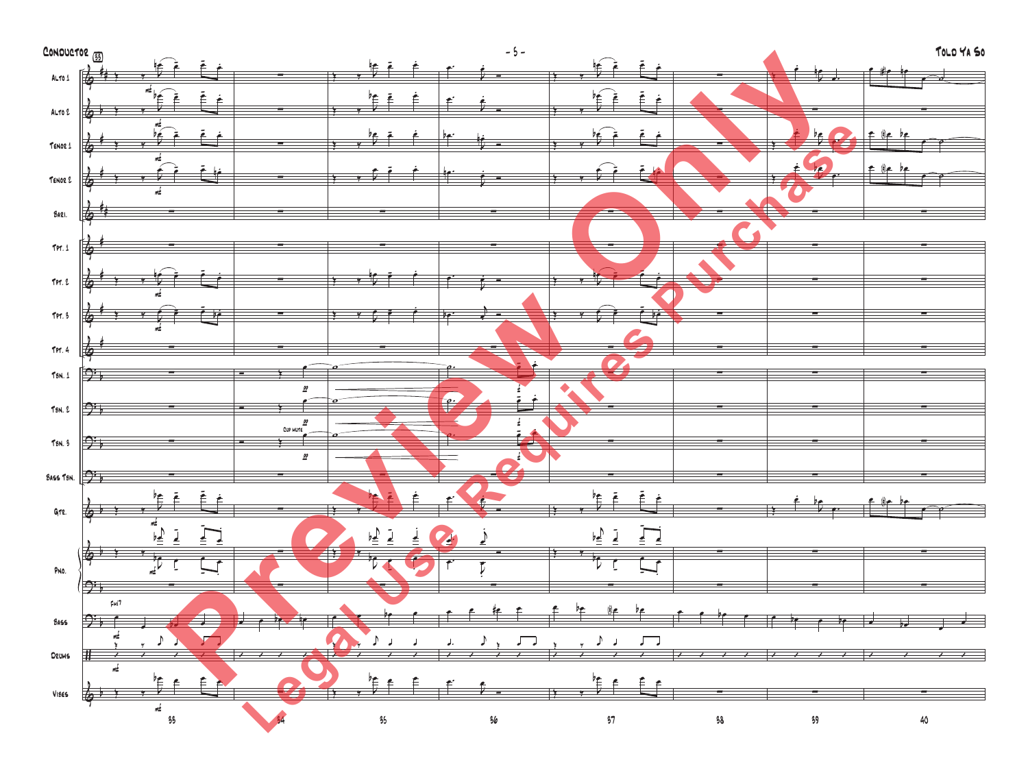Alto 1

Alto 2

Tenor 1

Tenor 2

Bari.

Tpt. 1

Tpt. 2

Tpt. 3

Tpt. 4

Tbn. 1

Tbn. 2

Tbn. 3

Bass Tbn.

Gtr.

Pno.

Bass

Drums

Vibes

Cup Mute

Fmi7

33 34 35 36 37 38 39 40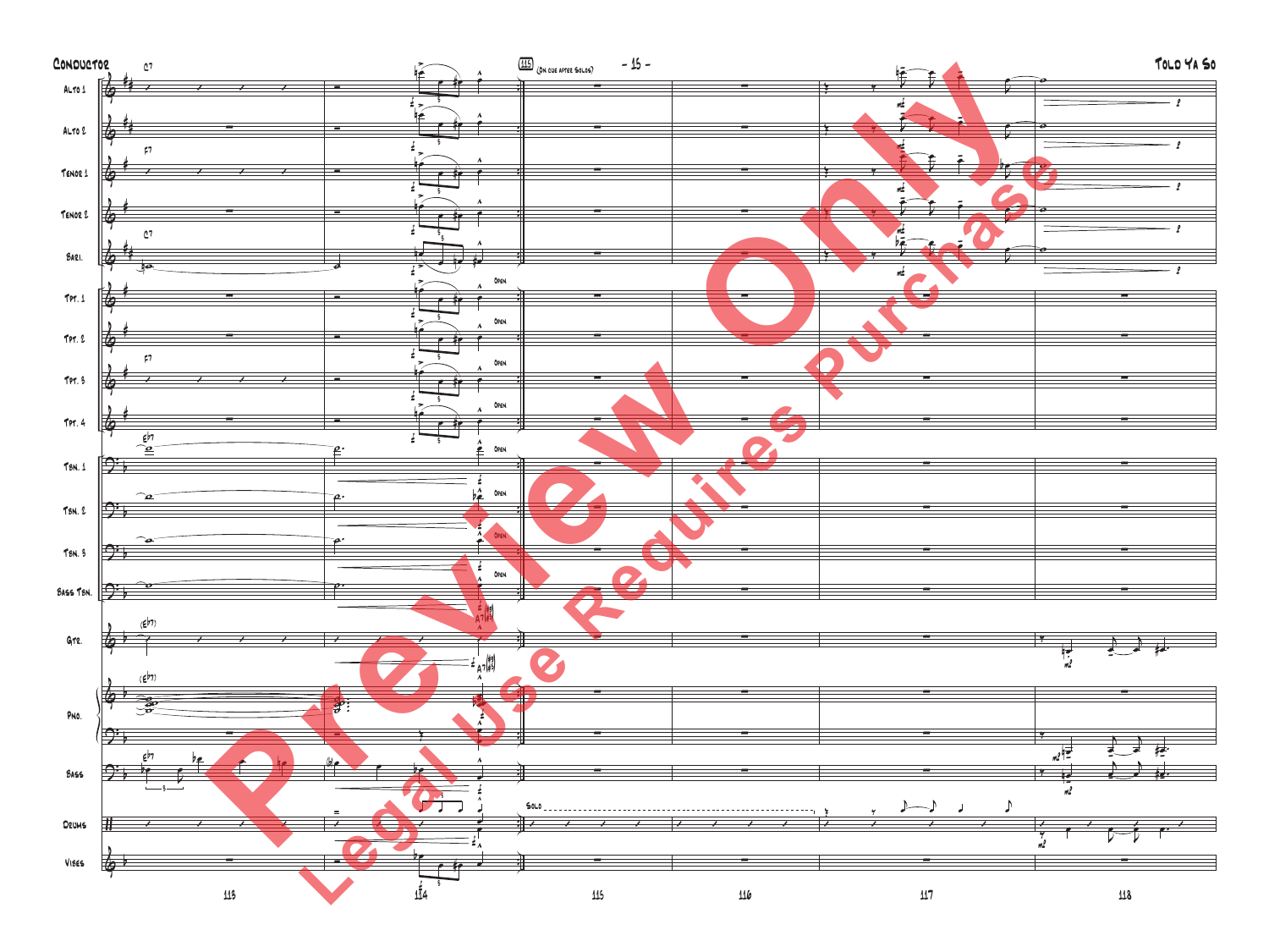Conductor

Tolo Ya So

115 (On cue after Solos)

Alto 1
Alto 2
Tenor 1
Tenor 2
Bari.
Tpt. 1
Tpt. 2
Tpt. 3
Tpt. 4
Tbn. 1
Tbn. 2
Tbn. 3
Bass Tbn.
Gtr.
Pno.
Bass
Drums
Vibes

C7 F7 C7 F7 E♭7 (E♭7) (E♭7) E♭7 A7(♯9) A7(♯9)

Open

Solo

mf mp p

113 114 115 116 117 118

Preview Only

Legal Use Requires Purchase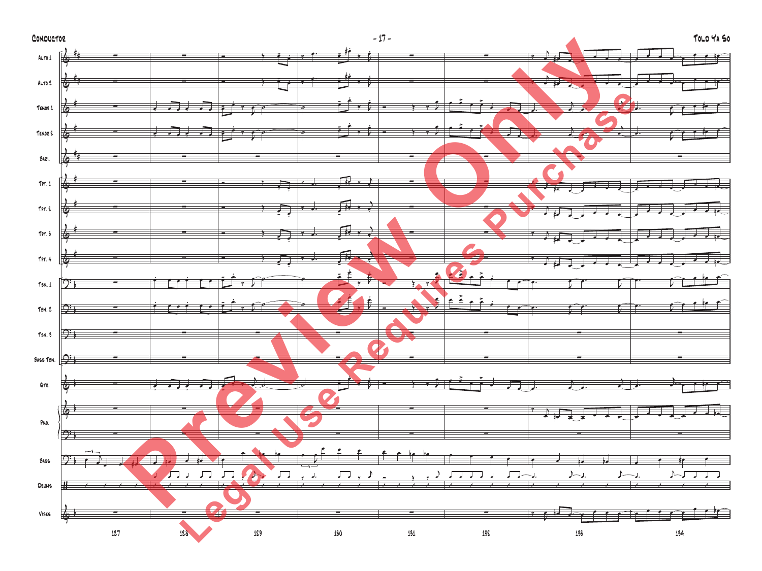Alto 1
Alto 2
Tenor 1
Tenor 2
Bari.
Tpt. 1
Tpt. 2
Tpt. 3
Tpt. 4
Tbn. 1
Tbn. 2
Tbn. 3
Bass Tbn.
Gtr.
Pno.
Bass
Drums
Vibes

127 128 129 130 131 132 133 134

Preview Only
Legal Use Requires Purchase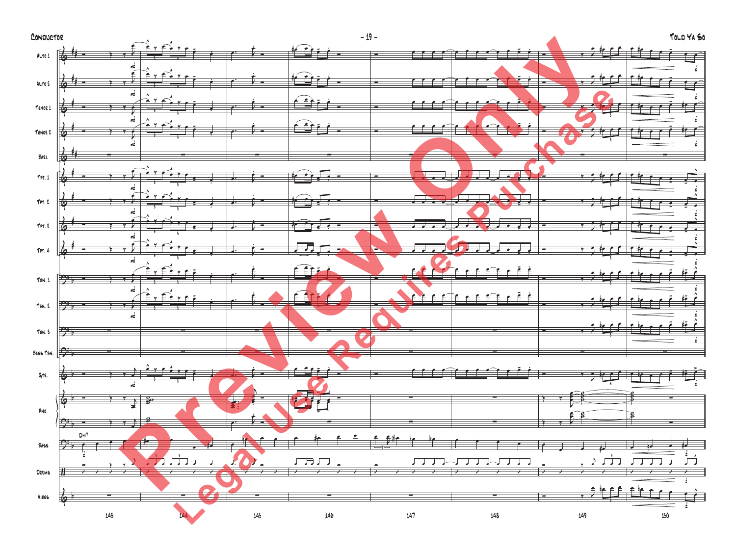Alto 1

Alto 2

Tenor 1

Tenor 2

Bari.

Tpt. 1

Tpt. 2

Tpt. 3

Tpt. 4

Tbn. 1

Tbn. 2

Tbn. 3

Bass Tbn.

Gtr.

Pno.

Bass

Drums

Vibes

Dmi7

143 144 145 146 147 148 149 150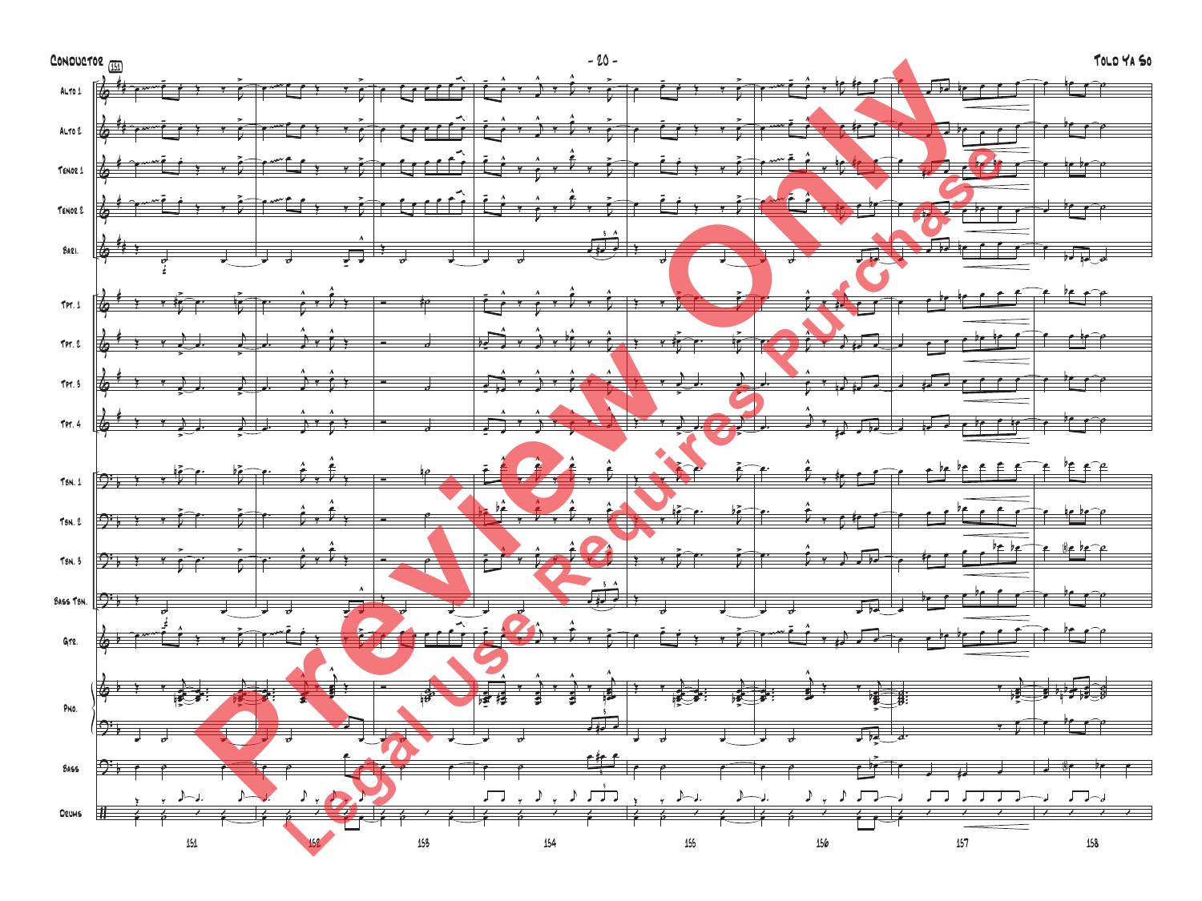Conductor

Tolo Ya So

Alto 1

Alto 2

Tenor 1

Tenor 2

Bari.

Tpt. 1

Tpt. 2

Tpt. 3

Tpt. 4

Tbn. 1

Tbn. 2

Tbn. 3

Bass Tbn.

Gtr.

Pno.

Bass

Drums

151 152 153 154 155 156 157 158

Preview Only

Legal Use Requires Purchase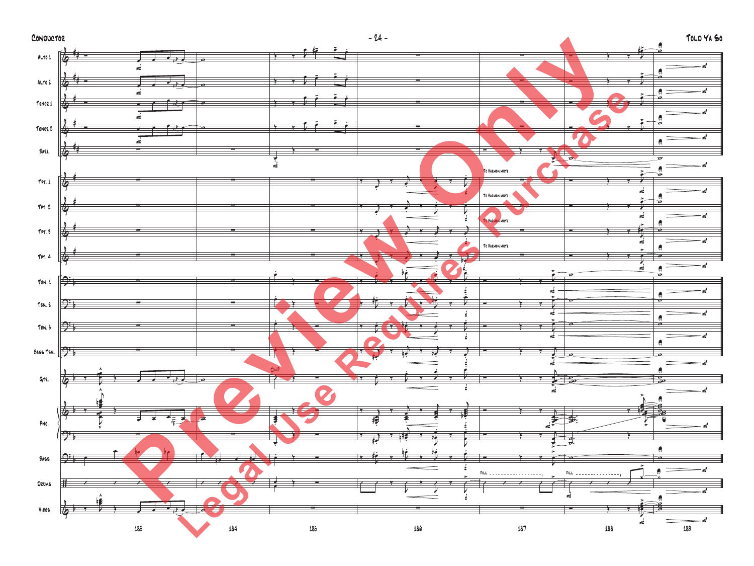Alto 1

Alto 2

Tenor 1

Tenor 2

Bari.

Tpt. 1

Tpt. 2

Tpt. 3

Tpt. 4

Tbn. 1

Tbn. 2

Tbn. 3

Bass Tbn.

Gtr.

Pno.

Bass

Drums

Vibes

To Harmon mute

To Harmon mute

To Harmon mute

To Harmon mute

Omit

Fill

Fill

183

184

185

186

187

188

189